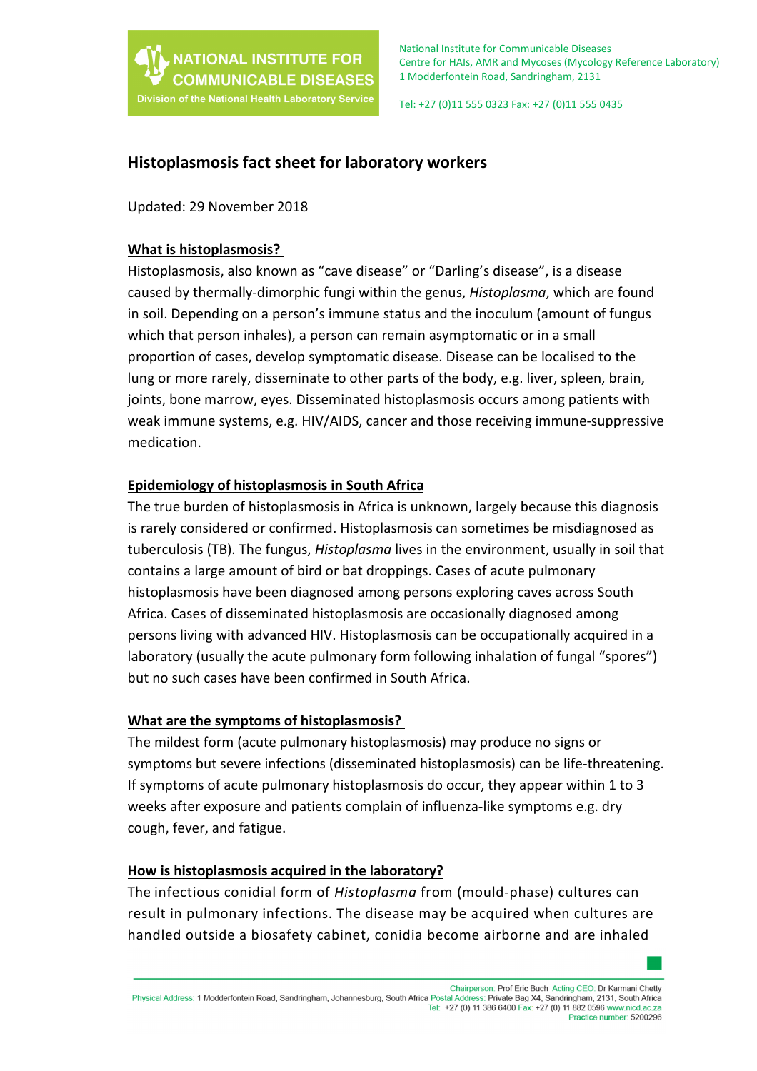NATIONAL INSTITUTE FOR COMMUNICABLE DISEASES
Division of the National Health Laboratory Service

National Institute for Communicable Diseases
Centre for HAIs, AMR and Mycoses (Mycology Reference Laboratory)
1 Modderfontein Road, Sandringham, 2131

Tel: +27 (0)11 555 0323 Fax: +27 (0)11 555 0435

# Histoplasmosis fact sheet for laboratory workers

Updated: 29 November 2018

## What is histoplasmosis?

Histoplasmosis, also known as "cave disease" or "Darling's disease", is a disease caused by thermally-dimorphic fungi within the genus, *Histoplasma*, which are found in soil. Depending on a person's immune status and the inoculum (amount of fungus which that person inhales), a person can remain asymptomatic or in a small proportion of cases, develop symptomatic disease. Disease can be localised to the lung or more rarely, disseminate to other parts of the body, e.g. liver, spleen, brain, joints, bone marrow, eyes. Disseminated histoplasmosis occurs among patients with weak immune systems, e.g. HIV/AIDS, cancer and those receiving immune-suppressive medication.

## Epidemiology of histoplasmosis in South Africa

The true burden of histoplasmosis in Africa is unknown, largely because this diagnosis is rarely considered or confirmed. Histoplasmosis can sometimes be misdiagnosed as tuberculosis (TB). The fungus, *Histoplasma* lives in the environment, usually in soil that contains a large amount of bird or bat droppings. Cases of acute pulmonary histoplasmosis have been diagnosed among persons exploring caves across South Africa. Cases of disseminated histoplasmosis are occasionally diagnosed among persons living with advanced HIV. Histoplasmosis can be occupationally acquired in a laboratory (usually the acute pulmonary form following inhalation of fungal "spores") but no such cases have been confirmed in South Africa.

## What are the symptoms of histoplasmosis?

The mildest form (acute pulmonary histoplasmosis) may produce no signs or symptoms but severe infections (disseminated histoplasmosis) can be life-threatening. If symptoms of acute pulmonary histoplasmosis do occur, they appear within 1 to 3 weeks after exposure and patients complain of influenza-like symptoms e.g. dry cough, fever, and fatigue.

## How is histoplasmosis acquired in the laboratory?

The infectious conidial form of *Histoplasma* from (mould-phase) cultures can result in pulmonary infections. The disease may be acquired when cultures are handled outside a biosafety cabinet, conidia become airborne and are inhaled

Chairperson: Prof Eric Buch Acting CEO: Dr Karmani Chetty
Physical Address: 1 Modderfontein Road, Sandringham, Johannesburg, South Africa Postal Address: Private Bag X4, Sandringham, 2131, South Africa
Tel: +27 (0) 11 386 6400 Fax: +27 (0) 11 882 0596 www.nicd.ac.za
Practice number: 5200296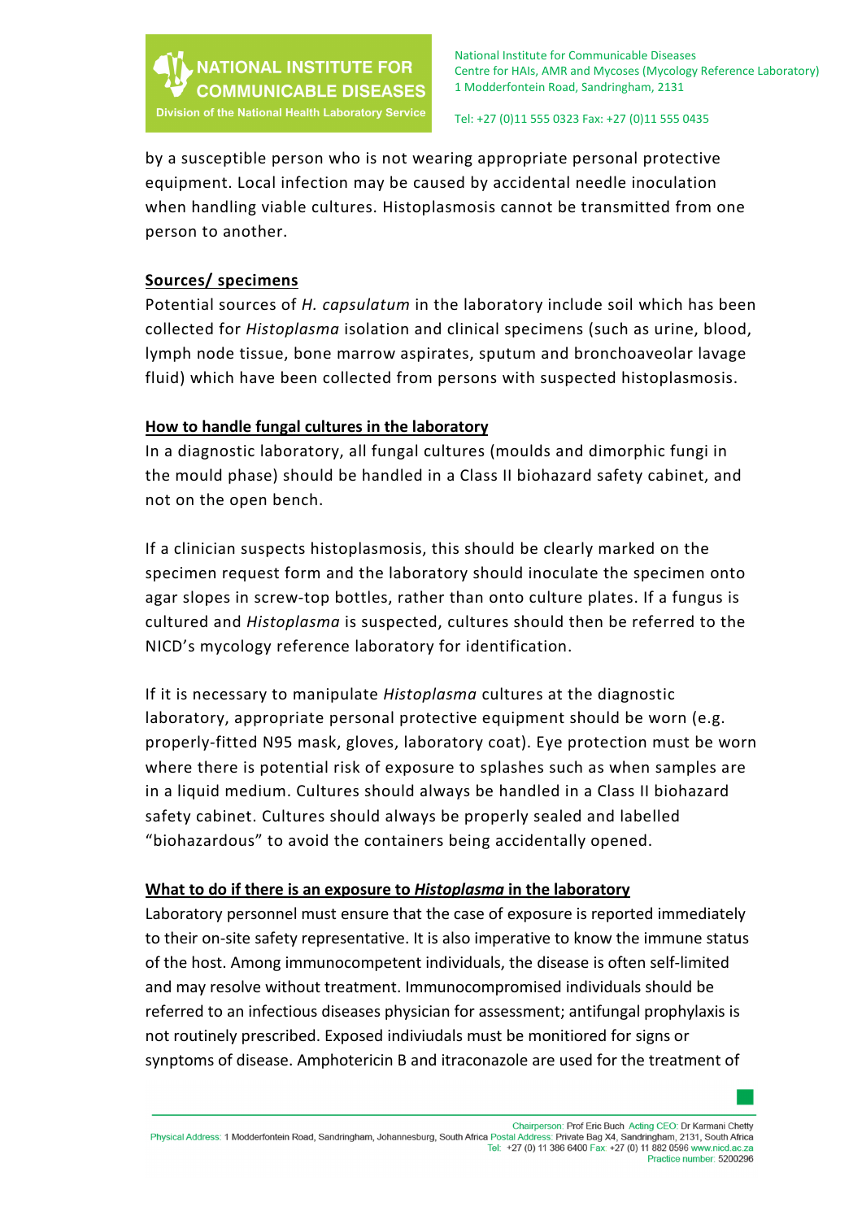by a susceptible person who is not wearing appropriate personal protective equipment. Local infection may be caused by accidental needle inoculation when handling viable cultures. Histoplasmosis cannot be transmitted from one person to another.

**Sources/ specimens**

Potential sources of *H. capsulatum* in the laboratory include soil which has been collected for *Histoplasma* isolation and clinical specimens (such as urine, blood, lymph node tissue, bone marrow aspirates, sputum and bronchoaveolar lavage fluid) which have been collected from persons with suspected histoplasmosis.

**How to handle fungal cultures in the laboratory**

In a diagnostic laboratory, all fungal cultures (moulds and dimorphic fungi in the mould phase) should be handled in a Class II biohazard safety cabinet, and not on the open bench.

If a clinician suspects histoplasmosis, this should be clearly marked on the specimen request form and the laboratory should inoculate the specimen onto agar slopes in screw-top bottles, rather than onto culture plates. If a fungus is cultured and *Histoplasma* is suspected, cultures should then be referred to the NICD's mycology reference laboratory for identification.

If it is necessary to manipulate *Histoplasma* cultures at the diagnostic laboratory, appropriate personal protective equipment should be worn (e.g. properly-fitted N95 mask, gloves, laboratory coat). Eye protection must be worn where there is potential risk of exposure to splashes such as when samples are in a liquid medium. Cultures should always be handled in a Class II biohazard safety cabinet. Cultures should always be properly sealed and labelled "biohazardous" to avoid the containers being accidentally opened.

**What to do if there is an exposure to *Histoplasma* in the laboratory**

Laboratory personnel must ensure that the case of exposure is reported immediately to their on-site safety representative. It is also imperative to know the immune status of the host. Among immunocompetent individuals, the disease is often self-limited and may resolve without treatment. Immunocompromised individuals should be referred to an infectious diseases physician for assessment; antifungal prophylaxis is not routinely prescribed. Exposed indiviudals must be monitiored for signs or synptoms of disease. Amphotericin B and itraconazole are used for the treatment of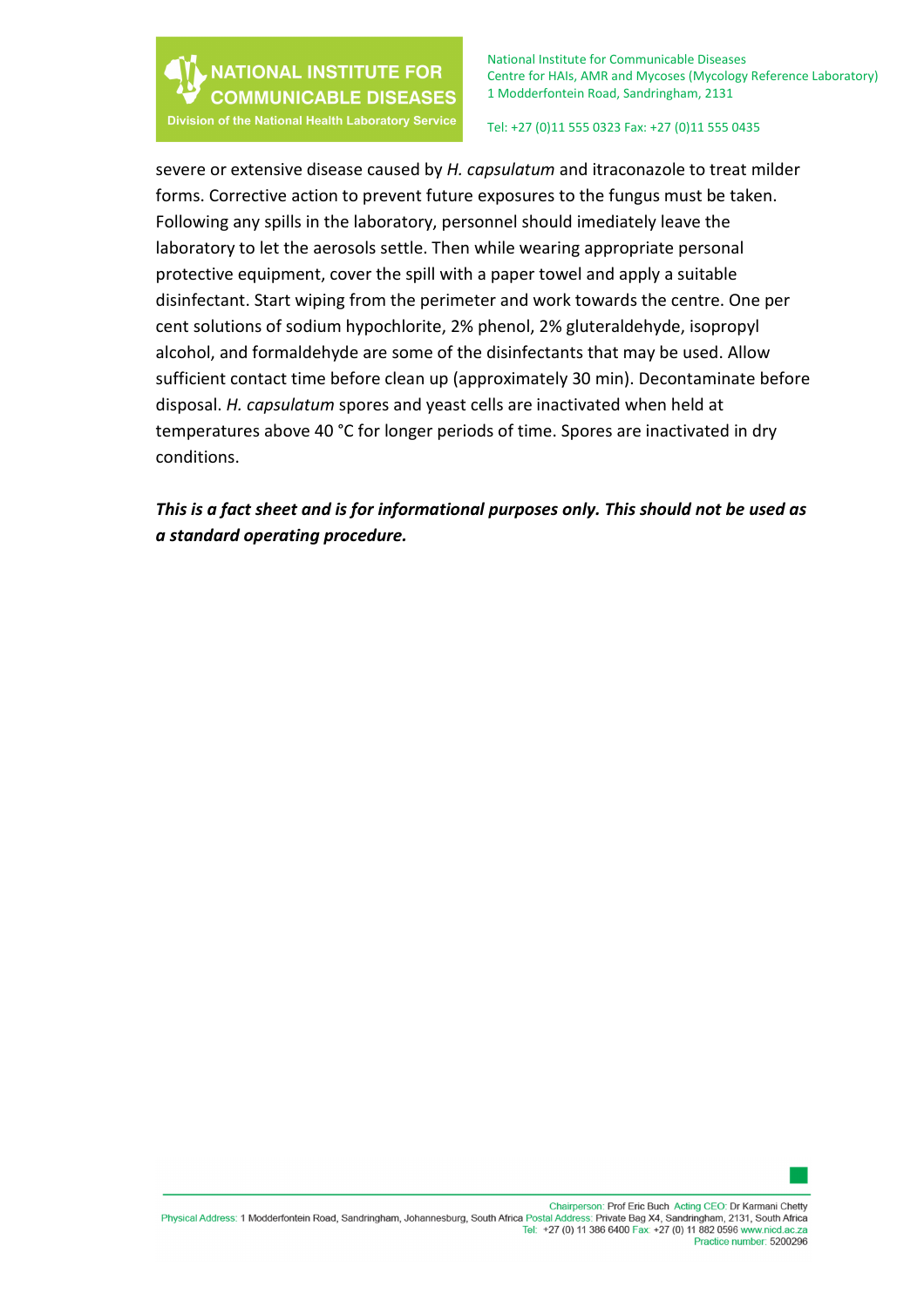severe or extensive disease caused by *H. capsulatum* and itraconazole to treat milder forms. Corrective action to prevent future exposures to the fungus must be taken. Following any spills in the laboratory, personnel should imediately leave the laboratory to let the aerosols settle. Then while wearing appropriate personal protective equipment, cover the spill with a paper towel and apply a suitable disinfectant. Start wiping from the perimeter and work towards the centre. One per cent solutions of sodium hypochlorite, 2% phenol, 2% gluteraldehyde, isopropyl alcohol, and formaldehyde are some of the disinfectants that may be used. Allow sufficient contact time before clean up (approximately 30 min). Decontaminate before disposal. *H. capsulatum* spores and yeast cells are inactivated when held at temperatures above 40 °C for longer periods of time. Spores are inactivated in dry conditions.

***This is a fact sheet and is for informational purposes only. This should not be used as a standard operating procedure.***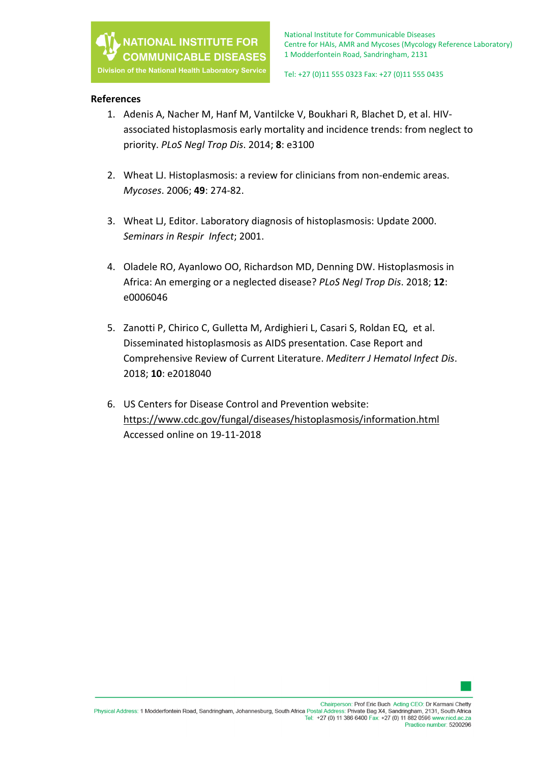**References**

1. Adenis A, Nacher M, Hanf M, Vantilcke V, Boukhari R, Blachet D, et al. HIV-associated histoplasmosis early mortality and incidence trends: from neglect to priority. *PLoS Negl Trop Dis*. 2014; **8**: e3100

2. Wheat LJ. Histoplasmosis: a review for clinicians from non-endemic areas. *Mycoses*. 2006; **49**: 274-82.

3. Wheat LJ, Editor. Laboratory diagnosis of histoplasmosis: Update 2000. *Seminars in Respir Infect*; 2001.

4. Oladele RO, Ayanlowo OO, Richardson MD, Denning DW. Histoplasmosis in Africa: An emerging or a neglected disease? *PLoS Negl Trop Dis*. 2018; **12**: e0006046

5. Zanotti P, Chirico C, Gulletta M, Ardighieri L, Casari S, Roldan EQ, et al. Disseminated histoplasmosis as AIDS presentation. Case Report and Comprehensive Review of Current Literature. *Mediterr J Hematol Infect Dis*. 2018; **10**: e2018040

6. US Centers for Disease Control and Prevention website: https://www.cdc.gov/fungal/diseases/histoplasmosis/information.html Accessed online on 19-11-2018